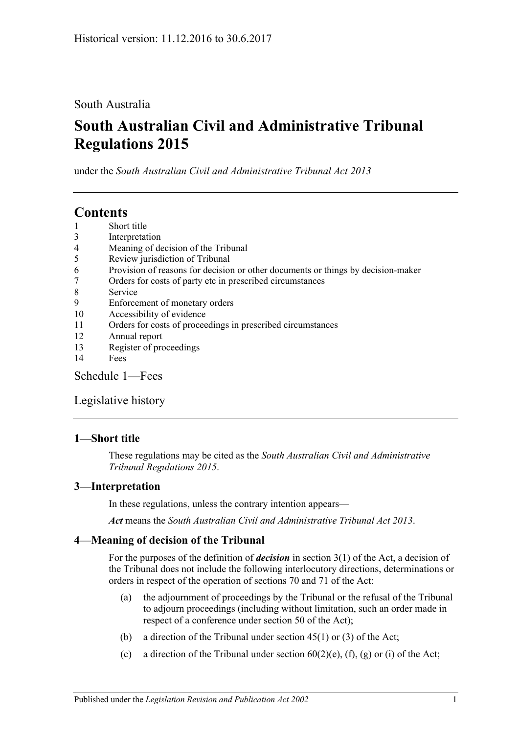Historical version: 11.12.2016 to 30.6.2017

South Australia

# South Australian Civil and Administrative Tribunal Regulations 2015

under the *South Australian Civil and Administrative Tribunal Act 2013*

## Contents

1 Short title
3 Interpretation
4 Meaning of decision of the Tribunal
5 Review jurisdiction of Tribunal
6 Provision of reasons for decision or other documents or things by decision-maker
7 Orders for costs of party etc in prescribed circumstances
8 Service
9 Enforcement of monetary orders
10 Accessibility of evidence
11 Orders for costs of proceedings in prescribed circumstances
12 Annual report
13 Register of proceedings
14 Fees

Schedule 1—Fees

Legislative history

### 1—Short title

These regulations may be cited as the *South Australian Civil and Administrative Tribunal Regulations 2015*.

### 3—Interpretation

In these regulations, unless the contrary intention appears—

***Act*** means the *South Australian Civil and Administrative Tribunal Act 2013*.

### 4—Meaning of decision of the Tribunal

For the purposes of the definition of ***decision*** in section 3(1) of the Act, a decision of the Tribunal does not include the following interlocutory directions, determinations or orders in respect of the operation of sections 70 and 71 of the Act:

(a) the adjournment of proceedings by the Tribunal or the refusal of the Tribunal to adjourn proceedings (including without limitation, such an order made in respect of a conference under section 50 of the Act);

(b) a direction of the Tribunal under section 45(1) or (3) of the Act;

(c) a direction of the Tribunal under section 60(2)(e), (f), (g) or (i) of the Act;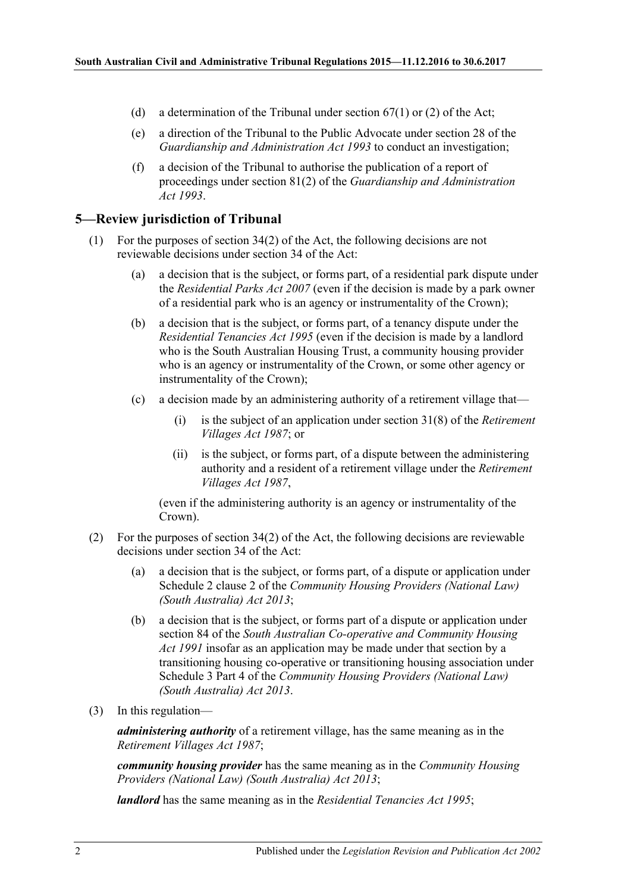(d) a determination of the Tribunal under section 67(1) or (2) of the Act;

(e) a direction of the Tribunal to the Public Advocate under section 28 of the *Guardianship and Administration Act 1993* to conduct an investigation;

(f) a decision of the Tribunal to authorise the publication of a report of proceedings under section 81(2) of the *Guardianship and Administration Act 1993*.

## 5—Review jurisdiction of Tribunal

(1) For the purposes of section 34(2) of the Act, the following decisions are not reviewable decisions under section 34 of the Act:

(a) a decision that is the subject, or forms part, of a residential park dispute under the *Residential Parks Act 2007* (even if the decision is made by a park owner of a residential park who is an agency or instrumentality of the Crown);

(b) a decision that is the subject, or forms part, of a tenancy dispute under the *Residential Tenancies Act 1995* (even if the decision is made by a landlord who is the South Australian Housing Trust, a community housing provider who is an agency or instrumentality of the Crown, or some other agency or instrumentality of the Crown);

(c) a decision made by an administering authority of a retirement village that—

(i) is the subject of an application under section 31(8) of the *Retirement Villages Act 1987*; or

(ii) is the subject, or forms part, of a dispute between the administering authority and a resident of a retirement village under the *Retirement Villages Act 1987*,

(even if the administering authority is an agency or instrumentality of the Crown).

(2) For the purposes of section 34(2) of the Act, the following decisions are reviewable decisions under section 34 of the Act:

(a) a decision that is the subject, or forms part, of a dispute or application under Schedule 2 clause 2 of the *Community Housing Providers (National Law) (South Australia) Act 2013*;

(b) a decision that is the subject, or forms part of a dispute or application under section 84 of the *South Australian Co-operative and Community Housing Act 1991* insofar as an application may be made under that section by a transitioning housing co-operative or transitioning housing association under Schedule 3 Part 4 of the *Community Housing Providers (National Law) (South Australia) Act 2013*.

(3) In this regulation—

***administering authority*** of a retirement village, has the same meaning as in the *Retirement Villages Act 1987*;

***community housing provider*** has the same meaning as in the *Community Housing Providers (National Law) (South Australia) Act 2013*;

***landlord*** has the same meaning as in the *Residential Tenancies Act 1995*;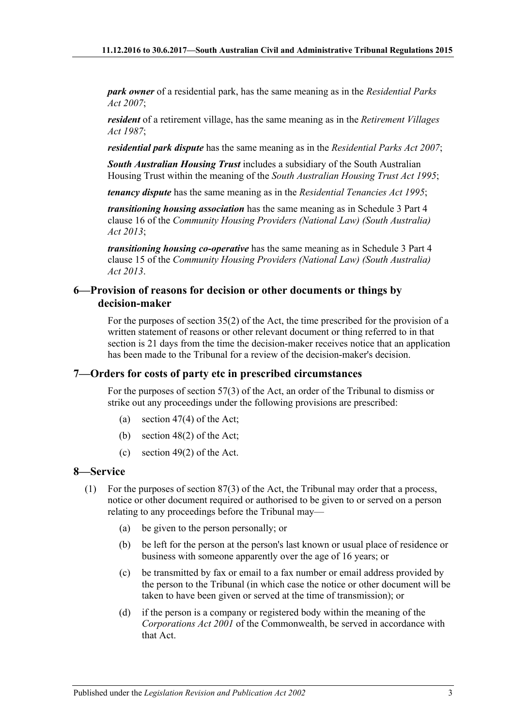***park owner*** of a residential park, has the same meaning as in the *Residential Parks Act 2007*;

***resident*** of a retirement village, has the same meaning as in the *Retirement Villages Act 1987*;

***residential park dispute*** has the same meaning as in the *Residential Parks Act 2007*;

***South Australian Housing Trust*** includes a subsidiary of the South Australian Housing Trust within the meaning of the *South Australian Housing Trust Act 1995*;

***tenancy dispute*** has the same meaning as in the *Residential Tenancies Act 1995*;

***transitioning housing association*** has the same meaning as in Schedule 3 Part 4 clause 16 of the *Community Housing Providers (National Law) (South Australia) Act 2013*;

***transitioning housing co-operative*** has the same meaning as in Schedule 3 Part 4 clause 15 of the *Community Housing Providers (National Law) (South Australia) Act 2013*.

## 6—Provision of reasons for decision or other documents or things by decision-maker

For the purposes of section 35(2) of the Act, the time prescribed for the provision of a written statement of reasons or other relevant document or thing referred to in that section is 21 days from the time the decision-maker receives notice that an application has been made to the Tribunal for a review of the decision-maker's decision.

## 7—Orders for costs of party etc in prescribed circumstances

For the purposes of section 57(3) of the Act, an order of the Tribunal to dismiss or strike out any proceedings under the following provisions are prescribed:

(a) section 47(4) of the Act;

(b) section 48(2) of the Act;

(c) section 49(2) of the Act.

## 8—Service

(1) For the purposes of section 87(3) of the Act, the Tribunal may order that a process, notice or other document required or authorised to be given to or served on a person relating to any proceedings before the Tribunal may—

(a) be given to the person personally; or

(b) be left for the person at the person's last known or usual place of residence or business with someone apparently over the age of 16 years; or

(c) be transmitted by fax or email to a fax number or email address provided by the person to the Tribunal (in which case the notice or other document will be taken to have been given or served at the time of transmission); or

(d) if the person is a company or registered body within the meaning of the *Corporations Act 2001* of the Commonwealth, be served in accordance with that Act.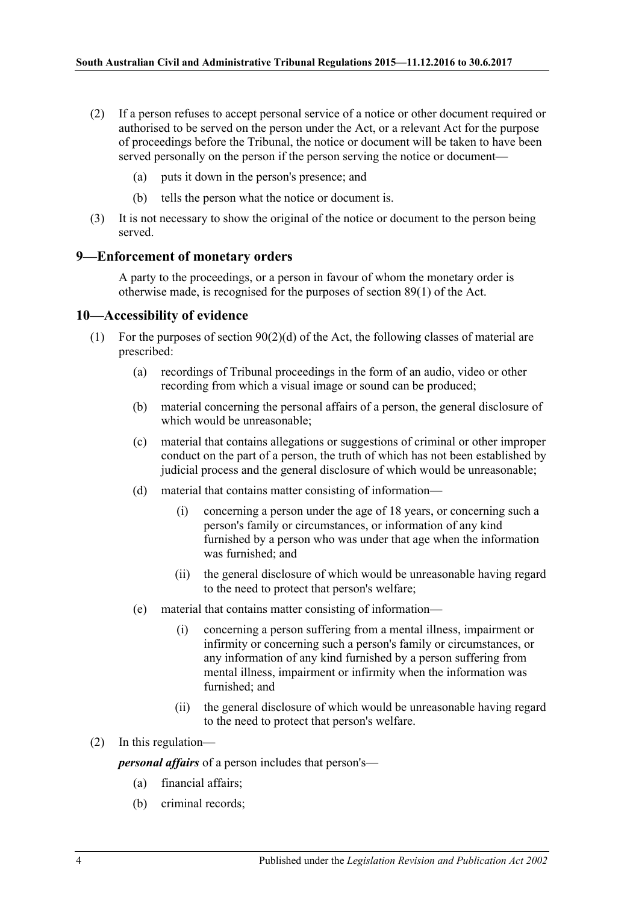(2) If a person refuses to accept personal service of a notice or other document required or authorised to be served on the person under the Act, or a relevant Act for the purpose of proceedings before the Tribunal, the notice or document will be taken to have been served personally on the person if the person serving the notice or document—

(a) puts it down in the person's presence; and

(b) tells the person what the notice or document is.

(3) It is not necessary to show the original of the notice or document to the person being served.

## 9—Enforcement of monetary orders

A party to the proceedings, or a person in favour of whom the monetary order is otherwise made, is recognised for the purposes of section 89(1) of the Act.

## 10—Accessibility of evidence

(1) For the purposes of section 90(2)(d) of the Act, the following classes of material are prescribed:

(a) recordings of Tribunal proceedings in the form of an audio, video or other recording from which a visual image or sound can be produced;

(b) material concerning the personal affairs of a person, the general disclosure of which would be unreasonable;

(c) material that contains allegations or suggestions of criminal or other improper conduct on the part of a person, the truth of which has not been established by judicial process and the general disclosure of which would be unreasonable;

(d) material that contains matter consisting of information—

(i) concerning a person under the age of 18 years, or concerning such a person's family or circumstances, or information of any kind furnished by a person who was under that age when the information was furnished; and

(ii) the general disclosure of which would be unreasonable having regard to the need to protect that person's welfare;

(e) material that contains matter consisting of information—

(i) concerning a person suffering from a mental illness, impairment or infirmity or concerning such a person's family or circumstances, or any information of any kind furnished by a person suffering from mental illness, impairment or infirmity when the information was furnished; and

(ii) the general disclosure of which would be unreasonable having regard to the need to protect that person's welfare.

(2) In this regulation—

***personal affairs*** of a person includes that person's—

(a) financial affairs;

(b) criminal records;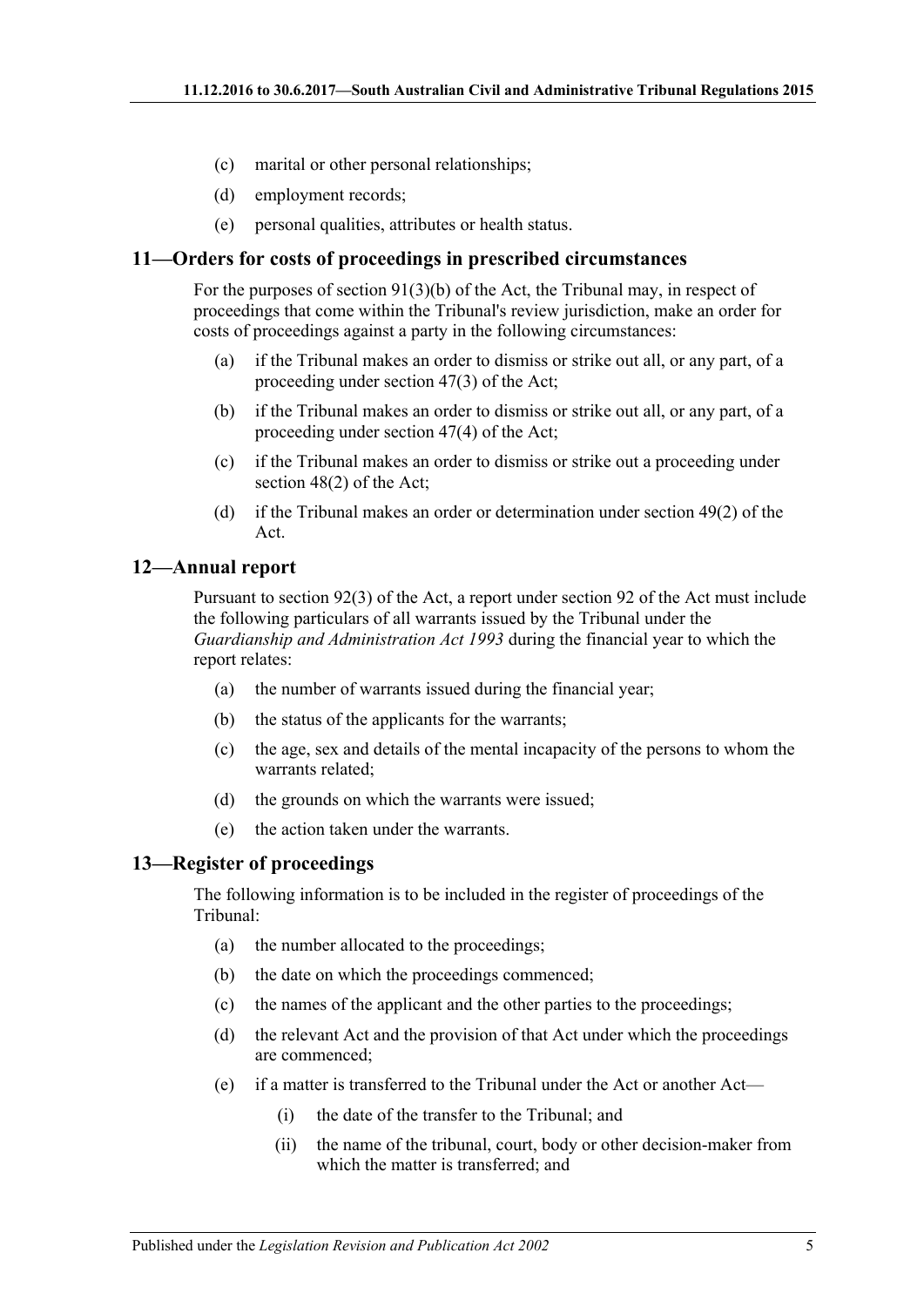(c) marital or other personal relationships;

(d) employment records;

(e) personal qualities, attributes or health status.

## 11—Orders for costs of proceedings in prescribed circumstances

For the purposes of section 91(3)(b) of the Act, the Tribunal may, in respect of proceedings that come within the Tribunal's review jurisdiction, make an order for costs of proceedings against a party in the following circumstances:

(a) if the Tribunal makes an order to dismiss or strike out all, or any part, of a proceeding under section 47(3) of the Act;

(b) if the Tribunal makes an order to dismiss or strike out all, or any part, of a proceeding under section 47(4) of the Act;

(c) if the Tribunal makes an order to dismiss or strike out a proceeding under section 48(2) of the Act;

(d) if the Tribunal makes an order or determination under section 49(2) of the Act.

## 12—Annual report

Pursuant to section 92(3) of the Act, a report under section 92 of the Act must include the following particulars of all warrants issued by the Tribunal under the *Guardianship and Administration Act 1993* during the financial year to which the report relates:

(a) the number of warrants issued during the financial year;

(b) the status of the applicants for the warrants;

(c) the age, sex and details of the mental incapacity of the persons to whom the warrants related;

(d) the grounds on which the warrants were issued;

(e) the action taken under the warrants.

## 13—Register of proceedings

The following information is to be included in the register of proceedings of the Tribunal:

(a) the number allocated to the proceedings;

(b) the date on which the proceedings commenced;

(c) the names of the applicant and the other parties to the proceedings;

(d) the relevant Act and the provision of that Act under which the proceedings are commenced;

(e) if a matter is transferred to the Tribunal under the Act or another Act—

 (i) the date of the transfer to the Tribunal; and

 (ii) the name of the tribunal, court, body or other decision-maker from which the matter is transferred; and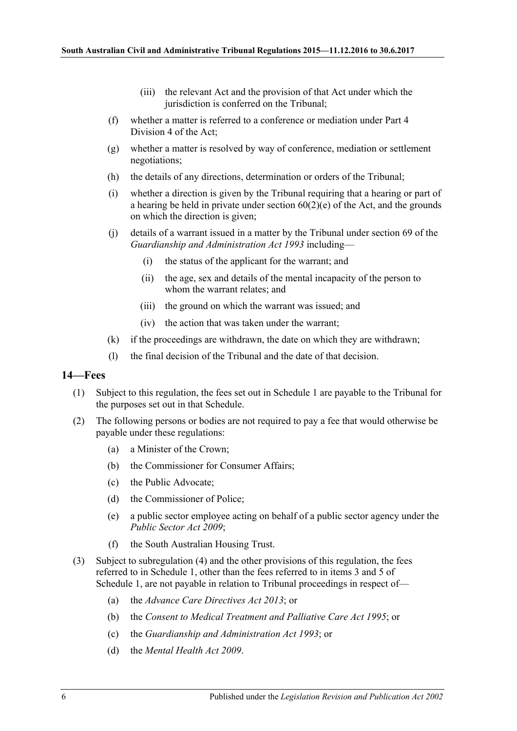(iii) the relevant Act and the provision of that Act under which the jurisdiction is conferred on the Tribunal;

(f) whether a matter is referred to a conference or mediation under Part 4 Division 4 of the Act;

(g) whether a matter is resolved by way of conference, mediation or settlement negotiations;

(h) the details of any directions, determination or orders of the Tribunal;

(i) whether a direction is given by the Tribunal requiring that a hearing or part of a hearing be held in private under section 60(2)(e) of the Act, and the grounds on which the direction is given;

(j) details of a warrant issued in a matter by the Tribunal under section 69 of the *Guardianship and Administration Act 1993* including—

(i) the status of the applicant for the warrant; and

(ii) the age, sex and details of the mental incapacity of the person to whom the warrant relates; and

(iii) the ground on which the warrant was issued; and

(iv) the action that was taken under the warrant;

(k) if the proceedings are withdrawn, the date on which they are withdrawn;

(l) the final decision of the Tribunal and the date of that decision.

## 14—Fees

(1) Subject to this regulation, the fees set out in Schedule 1 are payable to the Tribunal for the purposes set out in that Schedule.

(2) The following persons or bodies are not required to pay a fee that would otherwise be payable under these regulations:

(a) a Minister of the Crown;

(b) the Commissioner for Consumer Affairs;

(c) the Public Advocate;

(d) the Commissioner of Police;

(e) a public sector employee acting on behalf of a public sector agency under the *Public Sector Act 2009*;

(f) the South Australian Housing Trust.

(3) Subject to subregulation (4) and the other provisions of this regulation, the fees referred to in Schedule 1, other than the fees referred to in items 3 and 5 of Schedule 1, are not payable in relation to Tribunal proceedings in respect of—

(a) the *Advance Care Directives Act 2013*; or

(b) the *Consent to Medical Treatment and Palliative Care Act 1995*; or

(c) the *Guardianship and Administration Act 1993*; or

(d) the *Mental Health Act 2009*.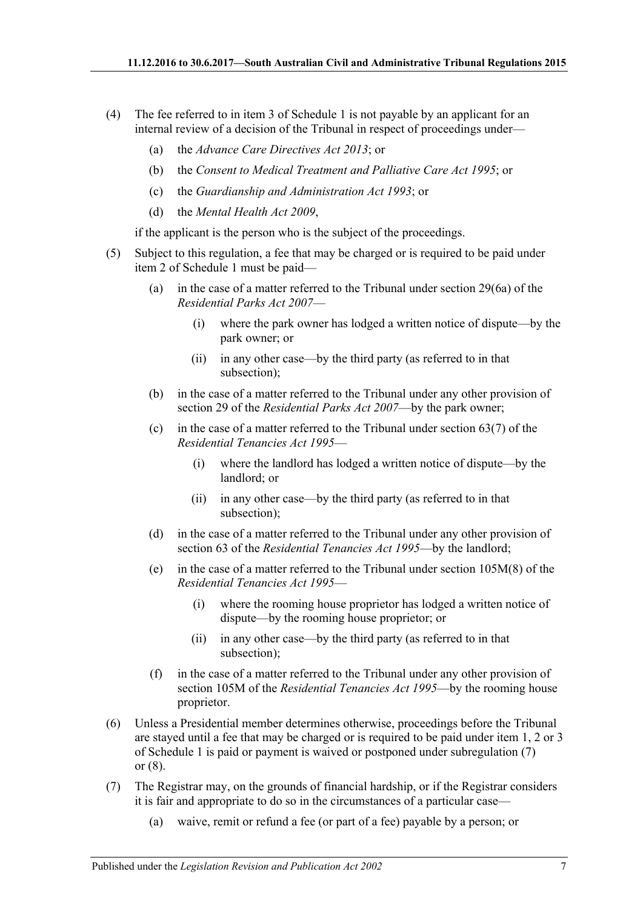(4) The fee referred to in item 3 of Schedule 1 is not payable by an applicant for an internal review of a decision of the Tribunal in respect of proceedings under—

(a) the *Advance Care Directives Act 2013*; or

(b) the *Consent to Medical Treatment and Palliative Care Act 1995*; or

(c) the *Guardianship and Administration Act 1993*; or

(d) the *Mental Health Act 2009*,

if the applicant is the person who is the subject of the proceedings.

(5) Subject to this regulation, a fee that may be charged or is required to be paid under item 2 of Schedule 1 must be paid—

(a) in the case of a matter referred to the Tribunal under section 29(6a) of the *Residential Parks Act 2007*—

(i) where the park owner has lodged a written notice of dispute—by the park owner; or

(ii) in any other case—by the third party (as referred to in that subsection);

(b) in the case of a matter referred to the Tribunal under any other provision of section 29 of the *Residential Parks Act 2007*—by the park owner;

(c) in the case of a matter referred to the Tribunal under section 63(7) of the *Residential Tenancies Act 1995*—

(i) where the landlord has lodged a written notice of dispute—by the landlord; or

(ii) in any other case—by the third party (as referred to in that subsection);

(d) in the case of a matter referred to the Tribunal under any other provision of section 63 of the *Residential Tenancies Act 1995*—by the landlord;

(e) in the case of a matter referred to the Tribunal under section 105M(8) of the *Residential Tenancies Act 1995*—

(i) where the rooming house proprietor has lodged a written notice of dispute—by the rooming house proprietor; or

(ii) in any other case—by the third party (as referred to in that subsection);

(f) in the case of a matter referred to the Tribunal under any other provision of section 105M of the *Residential Tenancies Act 1995*—by the rooming house proprietor.

(6) Unless a Presidential member determines otherwise, proceedings before the Tribunal are stayed until a fee that may be charged or is required to be paid under item 1, 2 or 3 of Schedule 1 is paid or payment is waived or postponed under subregulation (7) or (8).

(7) The Registrar may, on the grounds of financial hardship, or if the Registrar considers it is fair and appropriate to do so in the circumstances of a particular case—

(a) waive, remit or refund a fee (or part of a fee) payable by a person; or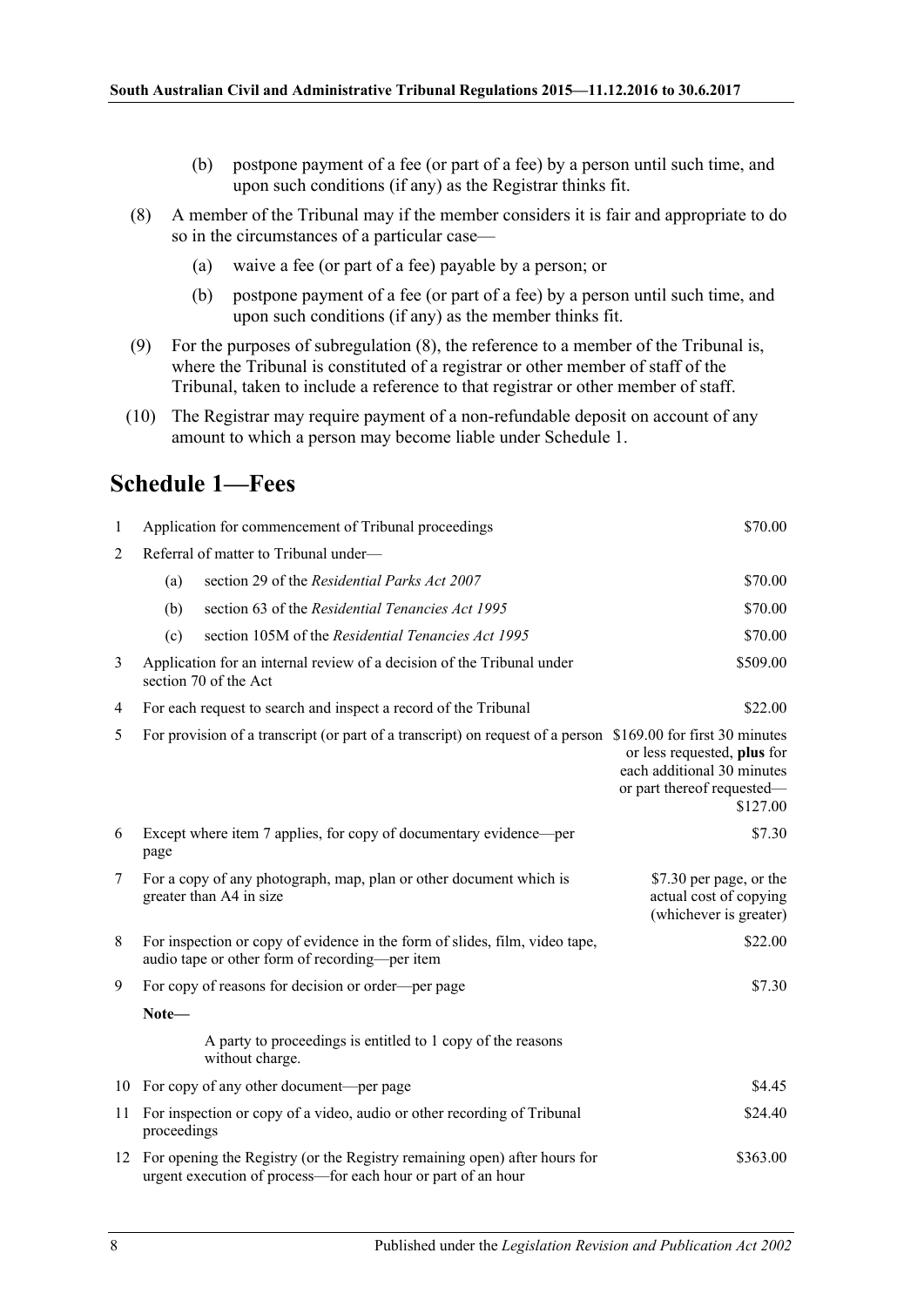(b) postpone payment of a fee (or part of a fee) by a person until such time, and upon such conditions (if any) as the Registrar thinks fit.

(8) A member of the Tribunal may if the member considers it is fair and appropriate to do so in the circumstances of a particular case—

(a) waive a fee (or part of a fee) payable by a person; or

(b) postpone payment of a fee (or part of a fee) by a person until such time, and upon such conditions (if any) as the member thinks fit.

(9) For the purposes of subregulation (8), the reference to a member of the Tribunal is, where the Tribunal is constituted of a registrar or other member of staff of the Tribunal, taken to include a reference to that registrar or other member of staff.

(10) The Registrar may require payment of a non-refundable deposit on account of any amount to which a person may become liable under Schedule 1.

## Schedule 1—Fees

| | | |
|---|---|---|
| 1 | Application for commencement of Tribunal proceedings | $70.00 |
| 2 | Referral of matter to Tribunal under— | |
| | (a) section 29 of the *Residential Parks Act 2007* | $70.00 |
| | (b) section 63 of the *Residential Tenancies Act 1995* | $70.00 |
| | (c) section 105M of the *Residential Tenancies Act 1995* | $70.00 |
| 3 | Application for an internal review of a decision of the Tribunal under section 70 of the Act | $509.00 |
| 4 | For each request to search and inspect a record of the Tribunal | $22.00 |
| 5 | For provision of a transcript (or part of a transcript) on request of a person | $169.00 for first 30 minutes or less requested, **plus** for each additional 30 minutes or part thereof requested—$127.00 |
| 6 | Except where item 7 applies, for copy of documentary evidence—per page | $7.30 |
| 7 | For a copy of any photograph, map, plan or other document which is greater than A4 in size | $7.30 per page, or the actual cost of copying (whichever is greater) |
| 8 | For inspection or copy of evidence in the form of slides, film, video tape, audio tape or other form of recording—per item | $22.00 |
| 9 | For copy of reasons for decision or order—per page | $7.30 |
| | **Note—** A party to proceedings is entitled to 1 copy of the reasons without charge. | |
| 10 | For copy of any other document—per page | $4.45 |
| 11 | For inspection or copy of a video, audio or other recording of Tribunal proceedings | $24.40 |
| 12 | For opening the Registry (or the Registry remaining open) after hours for urgent execution of process—for each hour or part of an hour | $363.00 |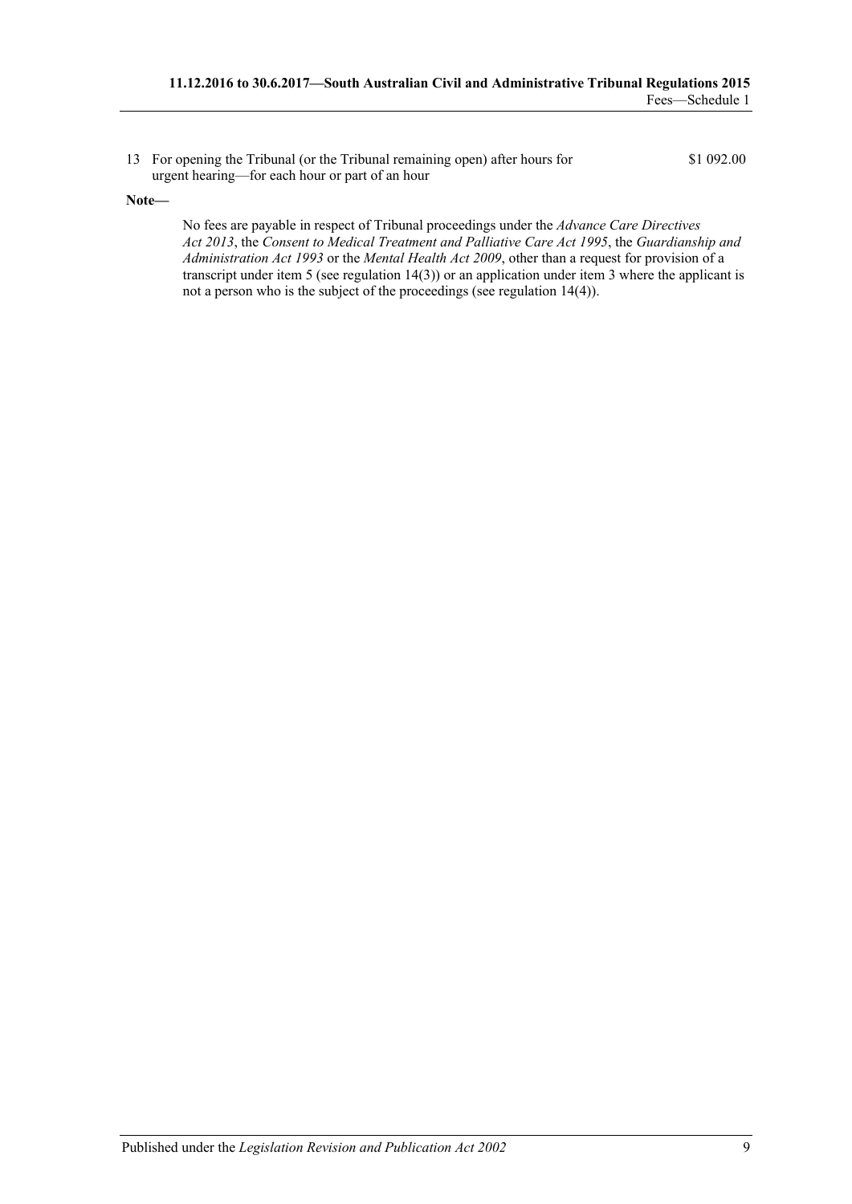| | | |
|---|---|---|
| 13 | For opening the Tribunal (or the Tribunal remaining open) after hours for urgent hearing—for each hour or part of an hour | \$1 092.00 |

**Note—**

No fees are payable in respect of Tribunal proceedings under the *Advance Care Directives Act 2013*, the *Consent to Medical Treatment and Palliative Care Act 1995*, the *Guardianship and Administration Act 1993* or the *Mental Health Act 2009*, other than a request for provision of a transcript under item 5 (see regulation 14(3)) or an application under item 3 where the applicant is not a person who is the subject of the proceedings (see regulation 14(4)).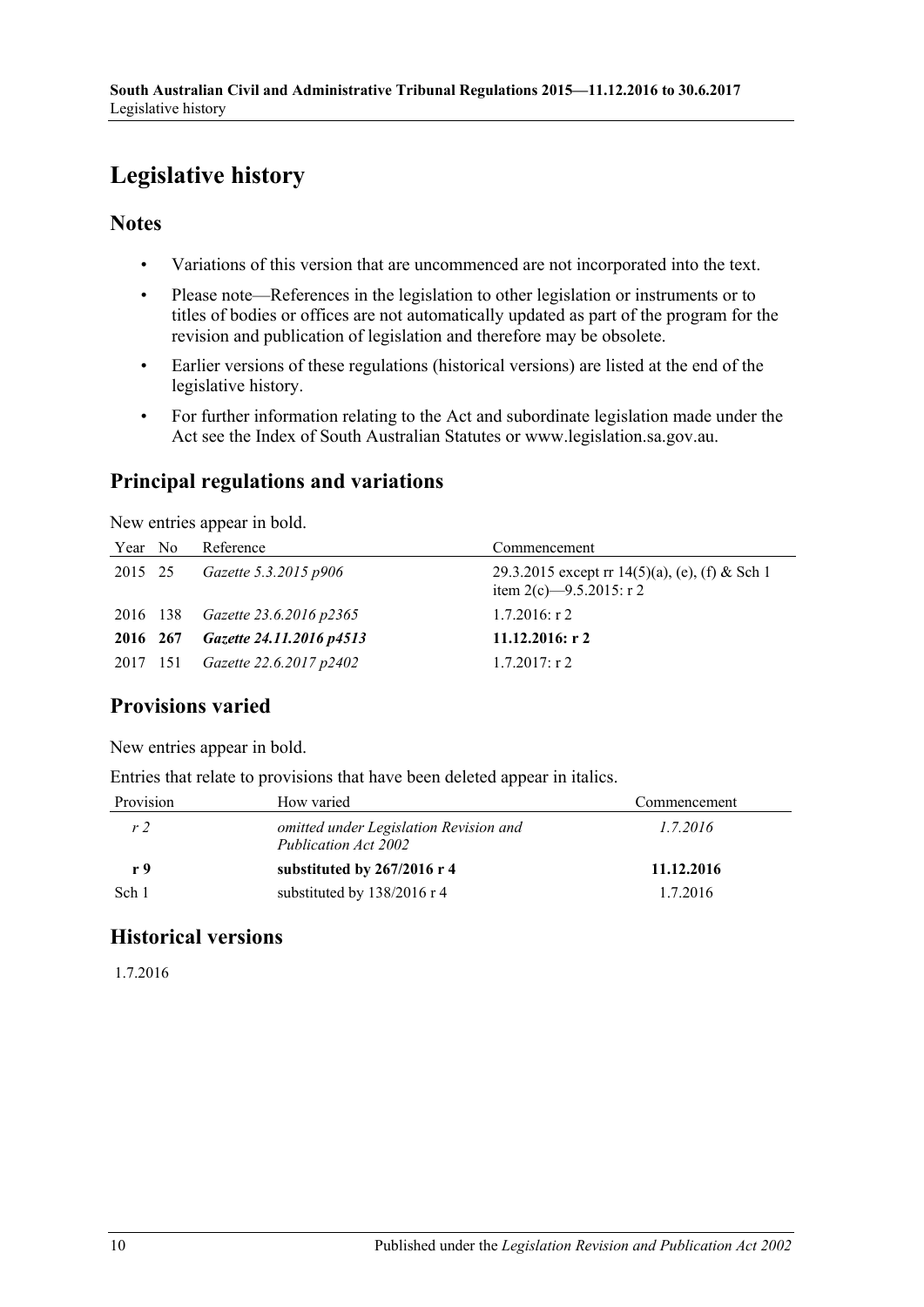# Legislative history

## Notes

- Variations of this version that are uncommenced are not incorporated into the text.
- Please note—References in the legislation to other legislation or instruments or to titles of bodies or offices are not automatically updated as part of the program for the revision and publication of legislation and therefore may be obsolete.
- Earlier versions of these regulations (historical versions) are listed at the end of the legislative history.
- For further information relating to the Act and subordinate legislation made under the Act see the Index of South Australian Statutes or www.legislation.sa.gov.au.

## Principal regulations and variations

New entries appear in bold.

| Year | No | Reference | Commencement |
|---|---|---|---|
| 2015 | 25 | *Gazette 5.3.2015 p906* | 29.3.2015 except rr 14(5)(a), (e), (f) & Sch 1 item 2(c)—9.5.2015: r 2 |
| 2016 | 138 | *Gazette 23.6.2016 p2365* | 1.7.2016: r 2 |
| **2016** | **267** | ***Gazette 24.11.2016 p4513*** | **11.12.2016: r 2** |
| 2017 | 151 | *Gazette 22.6.2017 p2402* | 1.7.2017: r 2 |

## Provisions varied

New entries appear in bold.

Entries that relate to provisions that have been deleted appear in italics.

| Provision | How varied | Commencement |
|---|---|---|
| *r 2* | *omitted under Legislation Revision and Publication Act 2002* | *1.7.2016* |
| **r 9** | **substituted by 267/2016 r 4** | **11.12.2016** |
| Sch 1 | substituted by 138/2016 r 4 | 1.7.2016 |

## Historical versions

1.7.2016